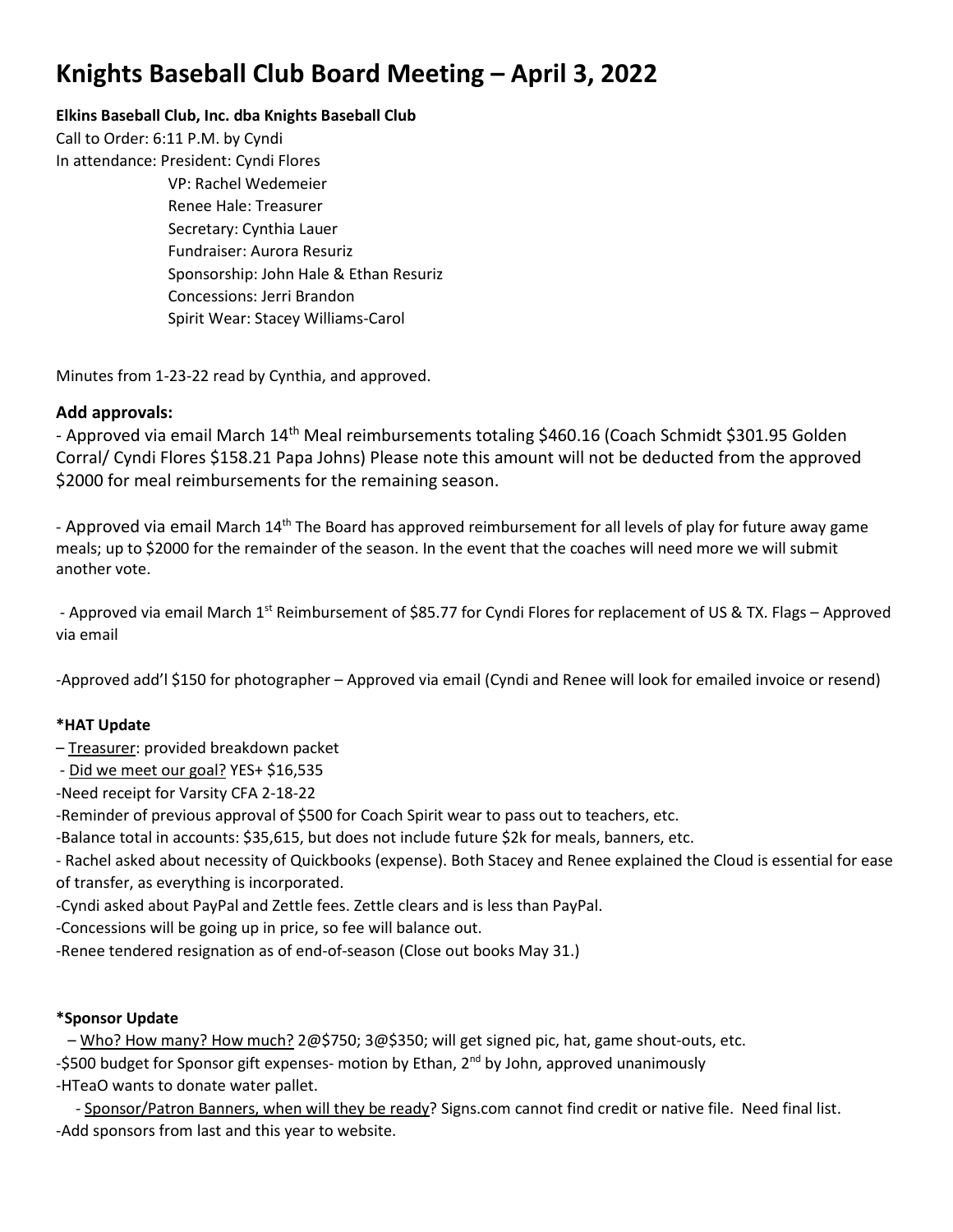# Knights Baseball Club Board Meeting – April 3, 2022

**Elkins Baseball Club, Inc. dba Knights Baseball Club**

Call to Order: 6:11 P.M. by Cyndi

In attendance: President: Cyndi Flores
VP: Rachel Wedemeier
Renee Hale: Treasurer
Secretary: Cynthia Lauer
Fundraiser: Aurora Resuriz
Sponsorship: John Hale & Ethan Resuriz
Concessions: Jerri Brandon
Spirit Wear: Stacey Williams-Carol

Minutes from 1-23-22 read by Cynthia, and approved.

### Add approvals:

- Approved via email March 14th Meal reimbursements totaling $460.16 (Coach Schmidt $301.95 Golden Corral/ Cyndi Flores $158.21 Papa Johns) Please note this amount will not be deducted from the approved $2000 for meal reimbursements for the remaining season.

- Approved via email March 14th The Board has approved reimbursement for all levels of play for future away game meals; up to $2000 for the remainder of the season. In the event that the coaches will need more we will submit another vote.

- Approved via email March 1st Reimbursement of $85.77 for Cyndi Flores for replacement of US & TX. Flags – Approved via email

-Approved add'l $150 for photographer – Approved via email (Cyndi and Renee will look for emailed invoice or resend)

**\*HAT Update**

– Treasurer: provided breakdown packet

- Did we meet our goal? YES+ $16,535

-Need receipt for Varsity CFA 2-18-22

-Reminder of previous approval of $500 for Coach Spirit wear to pass out to teachers, etc.

-Balance total in accounts: $35,615, but does not include future $2k for meals, banners, etc.

- Rachel asked about necessity of Quickbooks (expense). Both Stacey and Renee explained the Cloud is essential for ease of transfer, as everything is incorporated.

-Cyndi asked about PayPal and Zettle fees. Zettle clears and is less than PayPal.

-Concessions will be going up in price, so fee will balance out.

-Renee tendered resignation as of end-of-season (Close out books May 31.)

**\*Sponsor Update**

– Who? How many? How much? 2@$750; 3@$350; will get signed pic, hat, game shout-outs, etc.

-$500 budget for Sponsor gift expenses- motion by Ethan, 2nd by John, approved unanimously

-HTeaO wants to donate water pallet.

- Sponsor/Patron Banners, when will they be ready? Signs.com cannot find credit or native file. Need final list.

-Add sponsors from last and this year to website.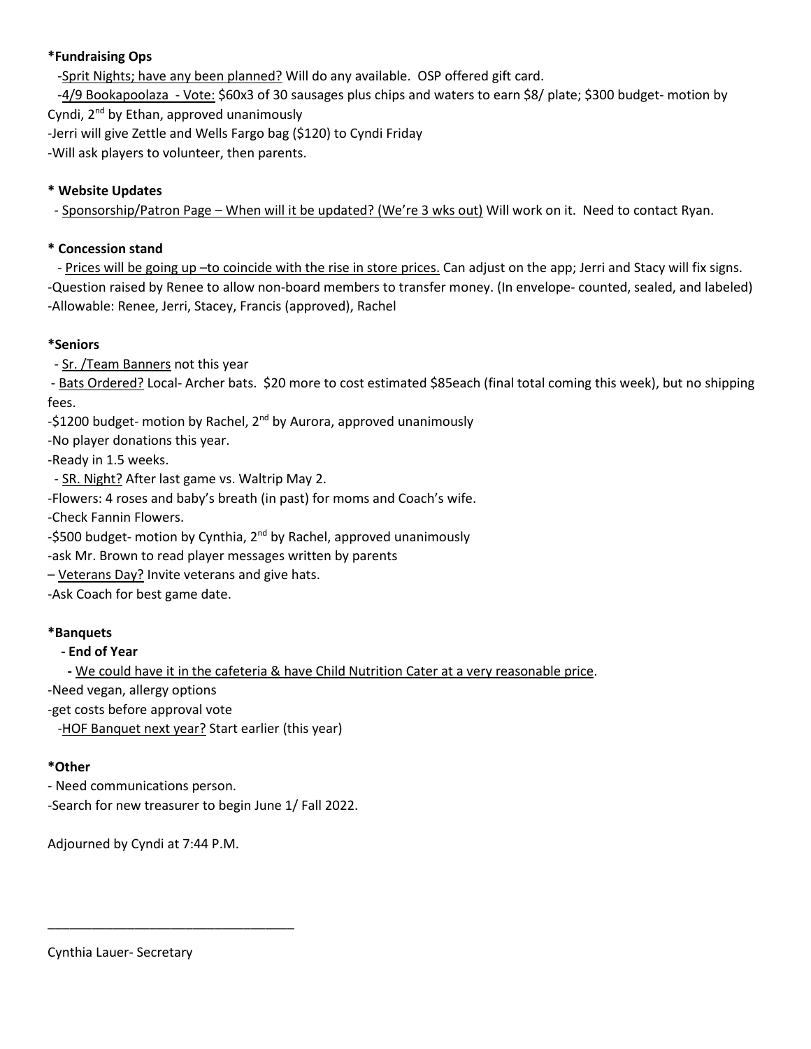**\*Fundraising Ops**

-Sprit Nights; have any been planned? Will do any available. OSP offered gift card.

-4/9 Bookapoolaza - Vote: $60x3 of 30 sausages plus chips and waters to earn $8/ plate; $300 budget- motion by Cyndi, 2nd by Ethan, approved unanimously

-Jerri will give Zettle and Wells Fargo bag ($120) to Cyndi Friday

-Will ask players to volunteer, then parents.

**\* Website Updates**

- Sponsorship/Patron Page – When will it be updated? (We're 3 wks out) Will work on it. Need to contact Ryan.

**\* Concession stand**

- Prices will be going up –to coincide with the rise in store prices. Can adjust on the app; Jerri and Stacy will fix signs.

-Question raised by Renee to allow non-board members to transfer money. (In envelope- counted, sealed, and labeled)

-Allowable: Renee, Jerri, Stacey, Francis (approved), Rachel

**\*Seniors**

- Sr. /Team Banners not this year

- Bats Ordered? Local- Archer bats. $20 more to cost estimated $85each (final total coming this week), but no shipping fees.

-$1200 budget- motion by Rachel, 2nd by Aurora, approved unanimously

-No player donations this year.

-Ready in 1.5 weeks.

- SR. Night? After last game vs. Waltrip May 2.

-Flowers: 4 roses and baby's breath (in past) for moms and Coach's wife.

-Check Fannin Flowers.

-$500 budget- motion by Cynthia, 2nd by Rachel, approved unanimously

-ask Mr. Brown to read player messages written by parents

– Veterans Day? Invite veterans and give hats.

-Ask Coach for best game date.

**\*Banquets**

**- End of Year**

**-** We could have it in the cafeteria & have Child Nutrition Cater at a very reasonable price.

-Need vegan, allergy options

-get costs before approval vote

-HOF Banquet next year? Start earlier (this year)

**\*Other**

- Need communications person.

-Search for new treasurer to begin June 1/ Fall 2022.

Adjourned by Cyndi at 7:44 P.M.

\_\_\_\_\_\_\_\_\_\_\_\_\_\_\_\_\_\_\_\_\_\_\_\_\_\_\_\_\_\_\_\_\_\_\_

Cynthia Lauer- Secretary